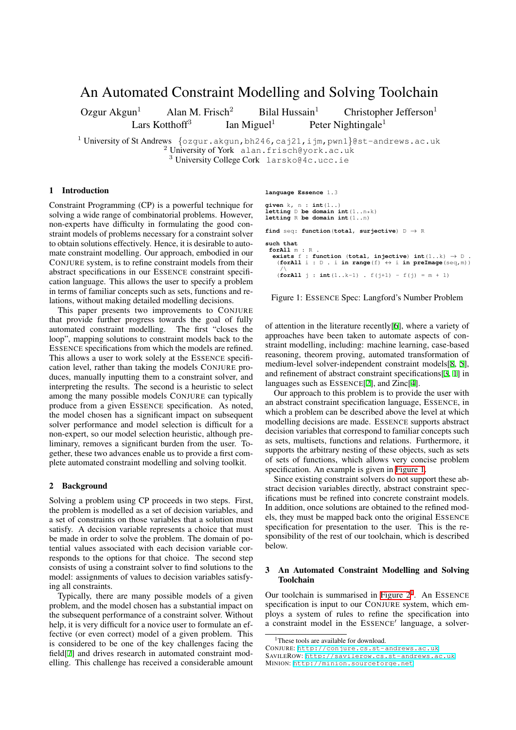# An Automated Constraint Modelling and Solving Toolchain

Ozgur Akgun[1] Alan M. Frisch[2] Bilal Hussain[1] Christopher Jefferson[1] Lars Kotthoff[3] Ian Miguel[1] Peter Nightingale[1]

[1] University of St Andrews {ozgur.akgun,bh246,caj21,ijm,pwn1}@st-andrews.ac.uk
[2] University of York alan.frisch@york.ac.uk
[3] University College Cork larsko@4c.ucc.ie

## 1 Introduction

Constraint Programming (CP) is a powerful technique for solving a wide range of combinatorial problems. However, non-experts have difficulty in formulating the good constraint models of problems necessary for a constraint solver to obtain solutions effectively. Hence, it is desirable to automate constraint modelling. Our approach, embodied in our CONJURE system, is to refine constraint models from their abstract specifications in our ESSENCE constraint specification language. This allows the user to specify a problem in terms of familiar concepts such as sets, functions and relations, without making detailed modelling decisions.

This paper presents two improvements to CONJURE that provide further progress towards the goal of fully automated constraint modelling. The first "closes the loop", mapping solutions to constraint models back to the ESSENCE specifications from which the models are refined. This allows a user to work solely at the ESSENCE specification level, rather than taking the models CONJURE produces, manually inputting them to a constraint solver, and interpreting the results. The second is a heuristic to select among the many possible models CONJURE can typically produce from a given ESSENCE specification. As noted, the model chosen has a significant impact on subsequent solver performance and model selection is difficult for a non-expert, so our model selection heuristic, although preliminary, removes a significant burden from the user. Together, these two advances enable us to provide a first complete automated constraint modelling and solving toolkit.

## 2 Background

Solving a problem using CP proceeds in two steps. First, the problem is modelled as a set of decision variables, and a set of constraints on those variables that a solution must satisfy. A decision variable represents a choice that must be made in order to solve the problem. The domain of potential values associated with each decision variable corresponds to the options for that choice. The second step consists of using a constraint solver to find solutions to the model: assignments of values to decision variables satisfying all constraints.

Typically, there are many possible models of a given problem, and the model chosen has a substantial impact on the subsequent performance of a constraint solver. Without help, it is very difficult for a novice user to formulate an effective (or even correct) model of a given problem. This is considered to be one of the key challenges facing the field[7] and drives research in automated constraint modelling. This challenge has received a considerable amount of attention in the literature recently[6], where a variety of approaches have been taken to automate aspects of constraint modelling, including: machine learning, case-based reasoning, theorem proving, automated transformation of medium-level solver-independent constraint models[8, 5], and refinement of abstract constraint specifications[3, 1] in languages such as ESSENCE[2], and Zinc[4].

```
language Essence 1.3

given k, n : int(1..)
letting D be domain int(1..n*k)
letting R be domain int(1..n)

find seq: function(total, surjective) D → R

such that
 forAll m : R .
  exists f : function (total, injective) int(1..k) → D .
   (forAll i : D . i in range(f) ↔ i in preImage(seq,m))
    /\
   (forAll j : int(1..k-1) . f(j+1) - f(j) = m + 1)
```

Figure 1: ESSENCE Spec: Langford's Number Problem

Our approach to this problem is to provide the user with an abstract constraint specification language, ESSENCE, in which a problem can be described above the level at which modelling decisions are made. ESSENCE supports abstract decision variables that correspond to familiar concepts such as sets, multisets, functions and relations. Furthermore, it supports the arbitrary nesting of these objects, such as sets of sets of functions, which allows very concise problem specification. An example is given in Figure 1.

Since existing constraint solvers do not support these abstract decision variables directly, abstract constraint specifications must be refined into concrete constraint models. In addition, once solutions are obtained to the refined models, they must be mapped back onto the original ESSENCE specification for presentation to the user. This is the responsibility of the rest of our toolchain, which is described below.

## 3 An Automated Constraint Modelling and Solving Toolchain

Our toolchain is summarised in Figure 2[1]. An ESSENCE specification is input to our CONJURE system, which employs a system of rules to refine the specification into a constraint model in the ESSENCE′ language, a solver-

[1]These tools are available for download.
CONJURE: http://conjure.cs.st-andrews.ac.uk
SAVILEROW: http://savilerow.cs.st-andrews.ac.uk
MINION: http://minion.sourceforge.net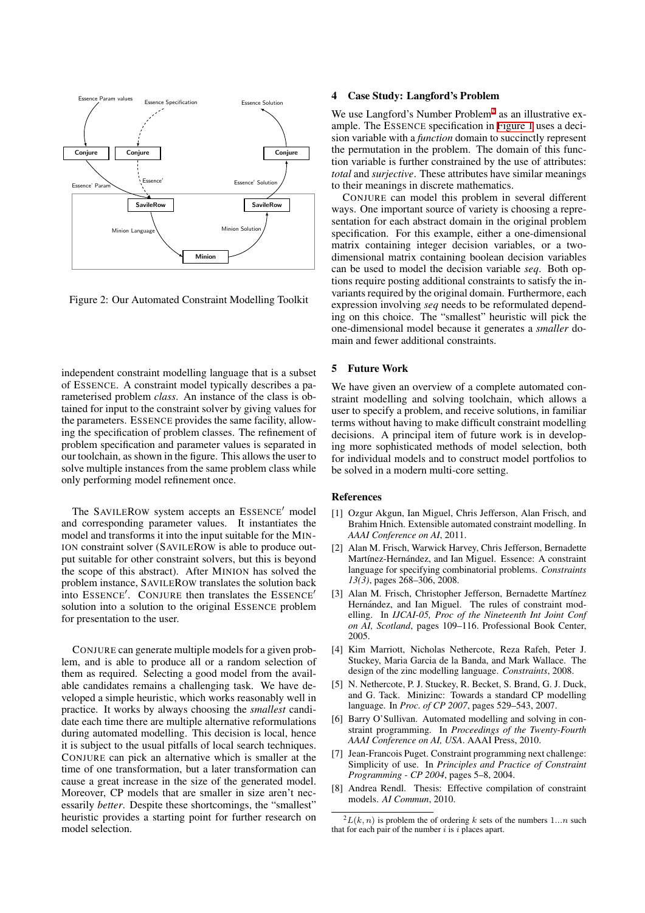Essence Param values

Essence Specification

Essence Solution

Conjure

Conjure

Conjure

Essence′

Essence′ Param

Essence′ Solution

SavileRow

SavileRow

Minion Language

Minion Solution

Minion

Figure 2: Our Automated Constraint Modelling Toolkit

independent constraint modelling language that is a subset of ESSENCE. A constraint model typically describes a parameterised problem *class*. An instance of the class is obtained for input to the constraint solver by giving values for the parameters. ESSENCE provides the same facility, allowing the specification of problem classes. The refinement of problem specification and parameter values is separated in our toolchain, as shown in the figure. This allows the user to solve multiple instances from the same problem class while only performing model refinement once.

The SAVILEROW system accepts an ESSENCE′ model and corresponding parameter values. It instantiates the model and transforms it into the input suitable for the MINION constraint solver (SAVILEROW is able to produce output suitable for other constraint solvers, but this is beyond the scope of this abstract). After MINION has solved the problem instance, SAVILEROW translates the solution back into ESSENCE′. CONJURE then translates the ESSENCE′ solution into a solution to the original ESSENCE problem for presentation to the user.

CONJURE can generate multiple models for a given problem, and is able to produce all or a random selection of them as required. Selecting a good model from the available candidates remains a challenging task. We have developed a simple heuristic, which works reasonably well in practice. It works by always choosing the *smallest* candidate each time there are multiple alternative reformulations during automated modelling. This decision is local, hence it is subject to the usual pitfalls of local search techniques. CONJURE can pick an alternative which is smaller at the time of one transformation, but a later transformation can cause a great increase in the size of the generated model. Moreover, CP models that are smaller in size aren't necessarily *better*. Despite these shortcomings, the "smallest" heuristic provides a starting point for further research on model selection.

## 4 Case Study: Langford's Problem

We use Langford's Number Problem[2] as an illustrative example. The ESSENCE specification in Figure 1 uses a decision variable with a *function* domain to succinctly represent the permutation in the problem. The domain of this function variable is further constrained by the use of attributes: *total* and *surjective*. These attributes have similar meanings to their meanings in discrete mathematics.

CONJURE can model this problem in several different ways. One important source of variety is choosing a representation for each abstract domain in the original problem specification. For this example, either a one-dimensional matrix containing integer decision variables, or a two-dimensional matrix containing boolean decision variables can be used to model the decision variable *seq*. Both options require posting additional constraints to satisfy the invariants required by the original domain. Furthermore, each expression involving *seq* needs to be reformulated depending on this choice. The "smallest" heuristic will pick the one-dimensional model because it generates a *smaller* domain and fewer additional constraints.

## 5 Future Work

We have given an overview of a complete automated constraint modelling and solving toolchain, which allows a user to specify a problem, and receive solutions, in familiar terms without having to make difficult constraint modelling decisions. A principal item of future work is in developing more sophisticated methods of model selection, both for individual models and to construct model portfolios to be solved in a modern multi-core setting.

## References

[1] Ozgur Akgun, Ian Miguel, Chris Jefferson, Alan Frisch, and Brahim Hnich. Extensible automated constraint modelling. In *AAAI Conference on AI*, 2011.

[2] Alan M. Frisch, Warwick Harvey, Chris Jefferson, Bernadette Martínez-Hernández, and Ian Miguel. Essence: A constraint language for specifying combinatorial problems. *Constraints 13(3)*, pages 268–306, 2008.

[3] Alan M. Frisch, Christopher Jefferson, Bernadette Martínez Hernández, and Ian Miguel. The rules of constraint modelling. In *IJCAI-05, Proc of the Nineteenth Int Joint Conf on AI, Scotland*, pages 109–116. Professional Book Center, 2005.

[4] Kim Marriott, Nicholas Nethercote, Reza Rafeh, Peter J. Stuckey, Maria Garcia de la Banda, and Mark Wallace. The design of the zinc modelling language. *Constraints*, 2008.

[5] N. Nethercote, P. J. Stuckey, R. Becket, S. Brand, G. J. Duck, and G. Tack. Minizinc: Towards a standard CP modelling language. In *Proc. of CP 2007*, pages 529–543, 2007.

[6] Barry O'Sullivan. Automated modelling and solving in constraint programming. In *Proceedings of the Twenty-Fourth AAAI Conference on AI, USA*. AAAI Press, 2010.

[7] Jean-Francois Puget. Constraint programming next challenge: Simplicity of use. In *Principles and Practice of Constraint Programming - CP 2004*, pages 5–8, 2004.

[8] Andrea Rendl. Thesis: Effective compilation of constraint models. *AI Commun*, 2010.

[2] $L(k, n)$ is problem the of ordering $k$ sets of the numbers $1...n$ such that for each pair of the number $i$ is $i$ places apart.